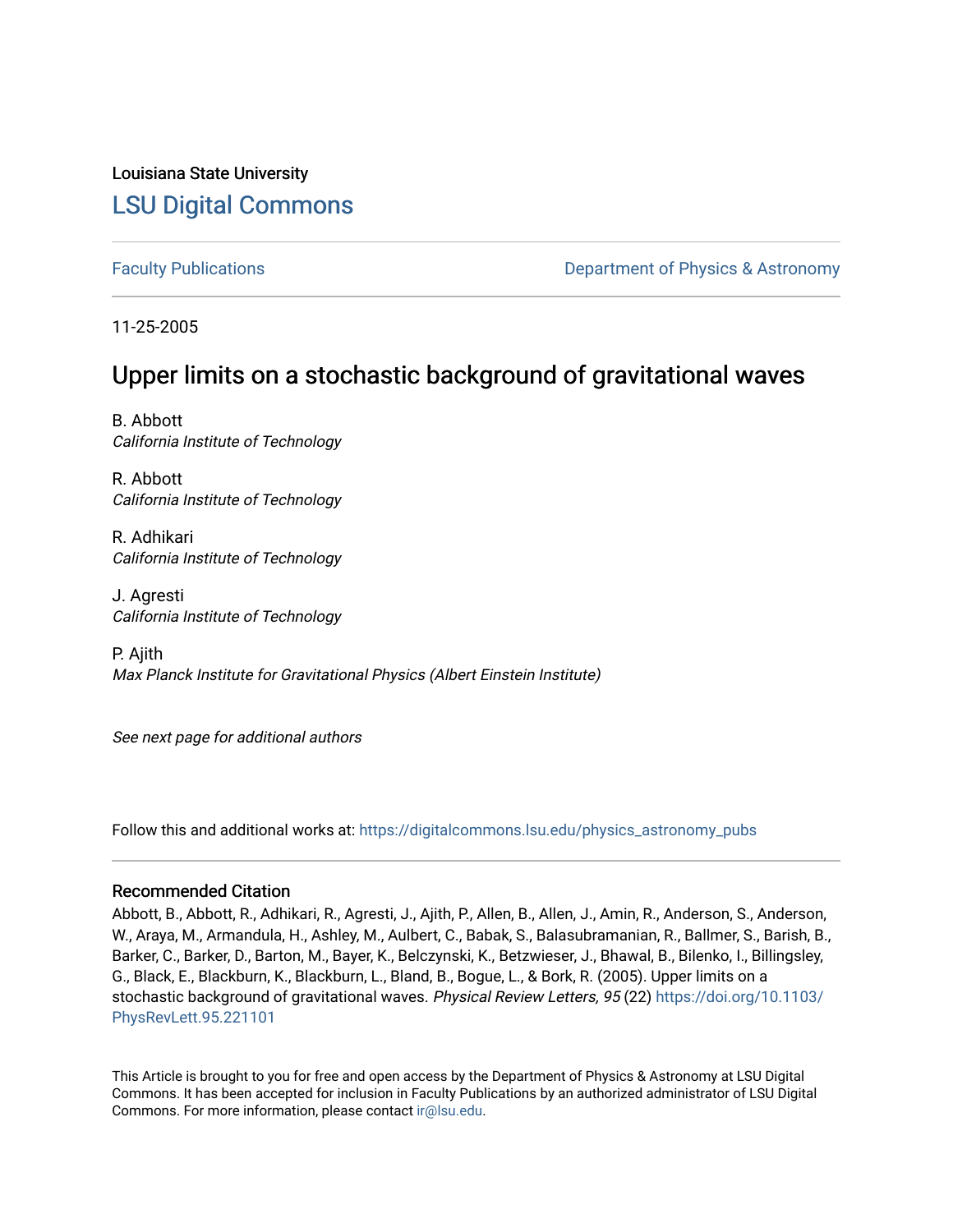Louisiana State University

# LSU Digital Commons

Faculty Publications | Department of Physics & Astronomy

11-25-2005

## Upper limits on a stochastic background of gravitational waves

B. Abbott
*California Institute of Technology*

R. Abbott
*California Institute of Technology*

R. Adhikari
*California Institute of Technology*

J. Agresti
*California Institute of Technology*

P. Ajith
*Max Planck Institute for Gravitational Physics (Albert Einstein Institute)*

*See next page for additional authors*

Follow this and additional works at: https://digitalcommons.lsu.edu/physics_astronomy_pubs

### Recommended Citation

Abbott, B., Abbott, R., Adhikari, R., Agresti, J., Ajith, P., Allen, B., Allen, J., Amin, R., Anderson, S., Anderson, W., Araya, M., Armandula, H., Ashley, M., Aulbert, C., Babak, S., Balasubramanian, R., Ballmer, S., Barish, B., Barker, C., Barker, D., Barton, M., Bayer, K., Belczynski, K., Betzwieser, J., Bhawal, B., Bilenko, I., Billingsley, G., Black, E., Blackburn, K., Blackburn, L., Bland, B., Bogue, L., & Bork, R. (2005). Upper limits on a stochastic background of gravitational waves. *Physical Review Letters, 95* (22) https://doi.org/10.1103/PhysRevLett.95.221101

This Article is brought to you for free and open access by the Department of Physics & Astronomy at LSU Digital Commons. It has been accepted for inclusion in Faculty Publications by an authorized administrator of LSU Digital Commons. For more information, please contact ir@lsu.edu.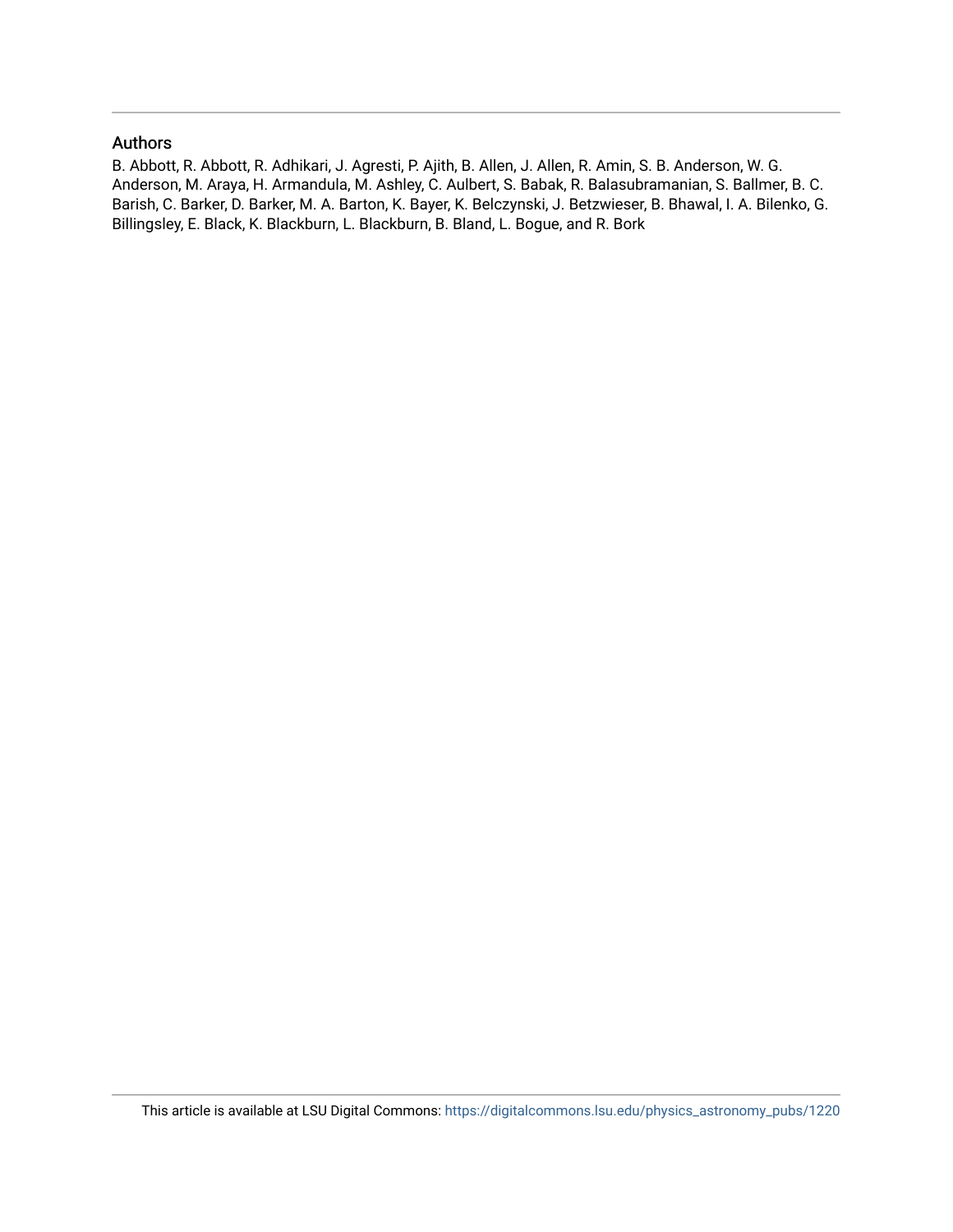## Authors

B. Abbott, R. Abbott, R. Adhikari, J. Agresti, P. Ajith, B. Allen, J. Allen, R. Amin, S. B. Anderson, W. G. Anderson, M. Araya, H. Armandula, M. Ashley, C. Aulbert, S. Babak, R. Balasubramanian, S. Ballmer, B. C. Barish, C. Barker, D. Barker, M. A. Barton, K. Bayer, K. Belczynski, J. Betzwieser, B. Bhawal, I. A. Bilenko, G. Billingsley, E. Black, K. Blackburn, L. Blackburn, B. Bland, L. Bogue, and R. Bork

This article is available at LSU Digital Commons: https://digitalcommons.lsu.edu/physics_astronomy_pubs/1220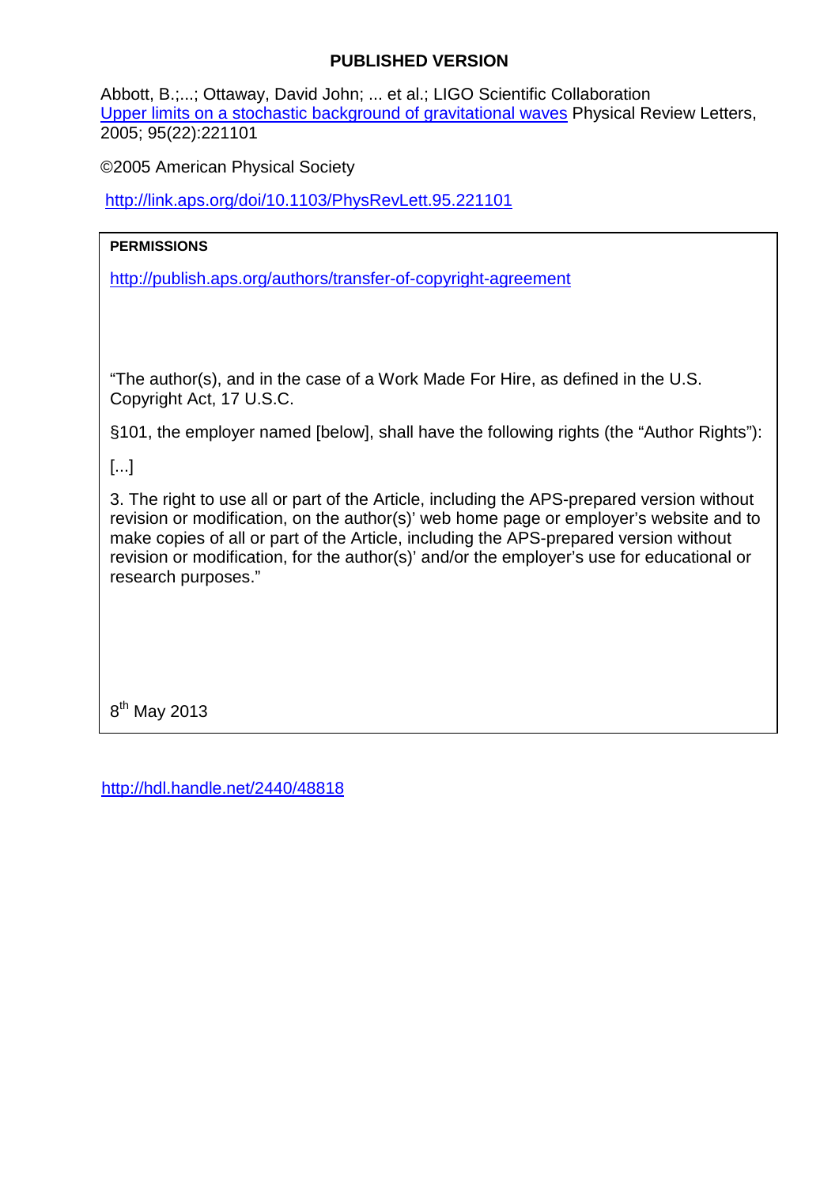**PUBLISHED VERSION**

Abbott, B.;...; Ottaway, David John; ... et al.; LIGO Scientific Collaboration
[Upper limits on a stochastic background of gravitational waves](http://link.aps.org/doi/10.1103/PhysRevLett.95.221101) Physical Review Letters, 2005; 95(22):221101

©2005 American Physical Society

http://link.aps.org/doi/10.1103/PhysRevLett.95.221101

**PERMISSIONS**

http://publish.aps.org/authors/transfer-of-copyright-agreement

"The author(s), and in the case of a Work Made For Hire, as defined in the U.S. Copyright Act, 17 U.S.C.

§101, the employer named [below], shall have the following rights (the "Author Rights"):

[...]

3. The right to use all or part of the Article, including the APS-prepared version without revision or modification, on the author(s)' web home page or employer's website and to make copies of all or part of the Article, including the APS-prepared version without revision or modification, for the author(s)' and/or the employer's use for educational or research purposes."

8th May 2013

http://hdl.handle.net/2440/48818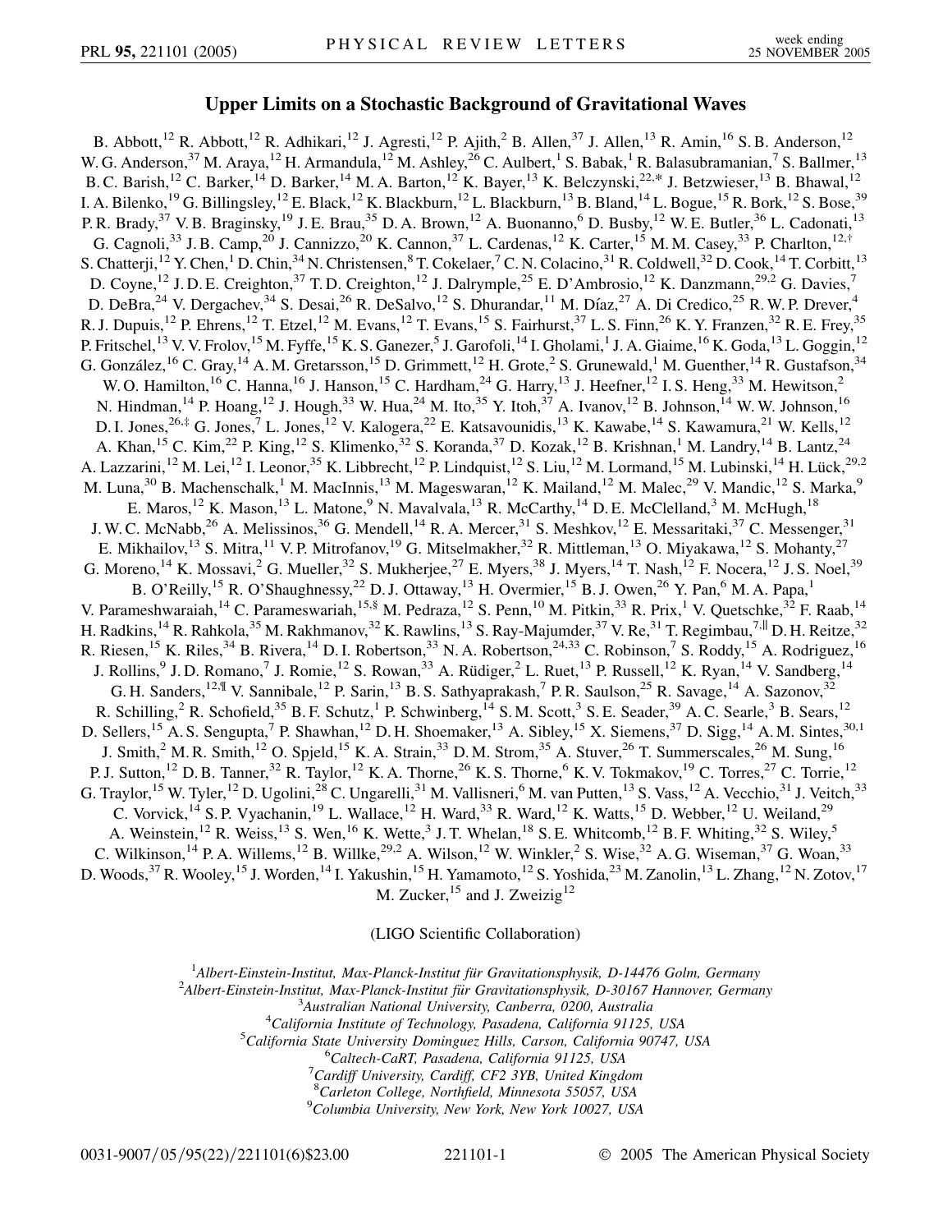# Upper Limits on a Stochastic Background of Gravitational Waves

B. Abbott,[12] R. Abbott,[12] R. Adhikari,[12] J. Agresti,[12] P. Ajith,[2] B. Allen,[37] J. Allen,[13] R. Amin,[16] S. B. Anderson,[12] W. G. Anderson,[37] M. Araya,[12] H. Armandula,[12] M. Ashley,[26] C. Aulbert,[1] S. Babak,[1] R. Balasubramanian,[7] S. Ballmer,[13] B. C. Barish,[12] C. Barker,[14] D. Barker,[14] M. A. Barton,[12] K. Bayer,[13] K. Belczynski,[22,*] J. Betzwieser,[13] B. Bhawal,[12] I. A. Bilenko,[19] G. Billingsley,[12] E. Black,[12] K. Blackburn,[12] L. Blackburn,[13] B. Bland,[14] L. Bogue,[15] R. Bork,[12] S. Bose,[39] P. R. Brady,[37] V. B. Braginsky,[19] J. E. Brau,[35] D. A. Brown,[12] A. Buonanno,[6] D. Busby,[12] W. E. Butler,[36] L. Cadonati,[13] G. Cagnoli,[33] J. B. Camp,[20] J. Cannizzo,[20] K. Cannon,[37] L. Cardenas,[12] K. Carter,[15] M. M. Casey,[33] P. Charlton,[12,†] S. Chatterji,[12] Y. Chen,[1] D. Chin,[34] N. Christensen,[8] T. Cokelaer,[7] C. N. Colacino,[31] R. Coldwell,[32] D. Cook,[14] T. Corbitt,[13] D. Coyne,[12] J. D. E. Creighton,[37] T. D. Creighton,[12] J. Dalrymple,[25] E. D'Ambrosio,[12] K. Danzmann,[29,2] G. Davies,[7] D. DeBra,[24] V. Dergachev,[34] S. Desai,[26] R. DeSalvo,[12] S. Dhurandar,[11] M. Díaz,[27] A. Di Credico,[25] R. W. P. Drever,[4] R. J. Dupuis,[12] P. Ehrens,[12] T. Etzel,[12] M. Evans,[12] T. Evans,[15] S. Fairhurst,[37] L. S. Finn,[26] K. Y. Franzen,[32] R. E. Frey,[35] P. Fritschel,[13] V. V. Frolov,[15] M. Fyffe,[15] K. S. Ganezer,[5] J. Garofoli,[14] I. Gholami,[1] J. A. Giaime,[16] K. Goda,[13] L. Goggin,[12] G. González,[16] C. Gray,[14] A. M. Gretarsson,[15] D. Grimmett,[12] H. Grote,[2] S. Grunewald,[1] M. Guenther,[14] R. Gustafson,[34] W. O. Hamilton,[16] C. Hanna,[16] J. Hanson,[15] C. Hardham,[24] G. Harry,[13] J. Heefner,[12] I. S. Heng,[33] M. Hewitson,[2] N. Hindman,[14] P. Hoang,[12] J. Hough,[33] W. Hua,[24] M. Ito,[35] Y. Itoh,[37] A. Ivanov,[12] B. Johnson,[14] W. W. Johnson,[16] D. I. Jones,[26,‡] G. Jones,[7] L. Jones,[12] V. Kalogera,[22] E. Katsavounidis,[13] K. Kawabe,[14] S. Kawamura,[21] W. Kells,[12] A. Khan,[15] C. Kim,[22] P. King,[12] S. Klimenko,[32] S. Koranda,[37] D. Kozak,[12] B. Krishnan,[1] M. Landry,[14] B. Lantz,[24] A. Lazzarini,[12] M. Lei,[12] I. Leonor,[35] K. Libbrecht,[12] P. Lindquist,[12] S. Liu,[12] M. Lormand,[15] M. Lubinski,[14] H. Lück,[29,2] M. Luna,[30] B. Machenschalk,[1] M. MacInnis,[13] M. Mageswaran,[12] K. Mailand,[12] M. Malec,[29] V. Mandic,[12] S. Marka,[9] E. Maros,[12] K. Mason,[13] L. Matone,[9] N. Mavalvala,[13] R. McCarthy,[14] D. E. McClelland,[3] M. McHugh,[18] J. W. C. McNabb,[26] A. Melissinos,[36] G. Mendell,[14] R. A. Mercer,[31] S. Meshkov,[12] E. Messaritaki,[37] C. Messenger,[31] E. Mikhailov,[13] S. Mitra,[11] V. P. Mitrofanov,[19] G. Mitselmakher,[32] R. Mittleman,[13] O. Miyakawa,[12] S. Mohanty,[27] G. Moreno,[14] K. Mossavi,[2] G. Mueller,[32] S. Mukherjee,[27] E. Myers,[38] J. Myers,[14] T. Nash,[12] F. Nocera,[12] J. S. Noel,[39] B. O'Reilly,[15] R. O'Shaughnessy,[22] D. J. Ottaway,[13] H. Overmier,[15] B. J. Owen,[26] Y. Pan,[6] M. A. Papa,[1] V. Parameshwaraiah,[14] C. Parameswariah,[15,§] M. Pedraza,[12] S. Penn,[10] M. Pitkin,[33] R. Prix,[1] V. Quetschke,[32] F. Raab,[14] H. Radkins,[14] R. Rahkola,[35] M. Rakhmanov,[32] K. Rawlins,[13] S. Ray-Majumder,[37] V. Re,[31] T. Regimbau,[7,‖] D. H. Reitze,[32] R. Riesen,[15] K. Riles,[34] B. Rivera,[14] D. I. Robertson,[33] N. A. Robertson,[24,33] C. Robinson,[7] S. Roddy,[15] A. Rodriguez,[16] J. Rollins,[9] J. D. Romano,[7] J. Romie,[12] S. Rowan,[33] A. Rüdiger,[2] L. Ruet,[13] P. Russell,[12] K. Ryan,[14] V. Sandberg,[14] G. H. Sanders,[12,¶] V. Sannibale,[12] P. Sarin,[13] B. S. Sathyaprakash,[7] P. R. Saulson,[25] R. Savage,[14] A. Sazonov,[32] R. Schilling,[2] R. Schofield,[35] B. F. Schutz,[1] P. Schwinberg,[14] S. M. Scott,[3] S. E. Seader,[39] A. C. Searle,[3] B. Sears,[12] D. Sellers,[15] A. S. Sengupta,[7] P. Shawhan,[12] D. H. Shoemaker,[13] A. Sibley,[15] X. Siemens,[37] D. Sigg,[14] A. M. Sintes,[30,1] J. Smith,[2] M. R. Smith,[12] O. Spjeld,[15] K. A. Strain,[33] D. M. Strom,[35] A. Stuver,[26] T. Summerscales,[26] M. Sung,[16] P. J. Sutton,[12] D. B. Tanner,[32] R. Taylor,[12] K. A. Thorne,[26] K. S. Thorne,[6] K. V. Tokmakov,[19] C. Torres,[27] C. Torrie,[12] G. Traylor,[15] W. Tyler,[12] D. Ugolini,[28] C. Ungarelli,[31] M. Vallisneri,[6] M. van Putten,[13] S. Vass,[12] A. Vecchio,[31] J. Veitch,[33] C. Vorvick,[14] S. P. Vyachanin,[19] L. Wallace,[12] H. Ward,[33] R. Ward,[12] K. Watts,[15] D. Webber,[12] U. Weiland,[29] A. Weinstein,[12] R. Weiss,[13] S. Wen,[16] K. Wette,[3] J. T. Whelan,[18] S. E. Whitcomb,[12] B. F. Whiting,[32] S. Wiley,[5] C. Wilkinson,[14] P. A. Willems,[12] B. Willke,[29,2] A. Wilson,[12] W. Winkler,[2] S. Wise,[32] A. G. Wiseman,[37] G. Woan,[33] D. Woods,[37] R. Wooley,[15] J. Worden,[14] I. Yakushin,[15] H. Yamamoto,[12] S. Yoshida,[23] M. Zanolin,[13] L. Zhang,[12] N. Zotov,[17] M. Zucker,[15] and J. Zweizig[12]

(LIGO Scientific Collaboration)

[1]*Albert-Einstein-Institut, Max-Planck-Institut für Gravitationsphysik, D-14476 Golm, Germany*
[2]*Albert-Einstein-Institut, Max-Planck-Institut für Gravitationsphysik, D-30167 Hannover, Germany*
[3]*Australian National University, Canberra, 0200, Australia*
[4]*California Institute of Technology, Pasadena, California 91125, USA*
[5]*California State University Dominguez Hills, Carson, California 90747, USA*
[6]*Caltech-CaRT, Pasadena, California 91125, USA*
[7]*Cardiff University, Cardiff, CF2 3YB, United Kingdom*
[8]*Carleton College, Northfield, Minnesota 55057, USA*
[9]*Columbia University, New York, New York 10027, USA*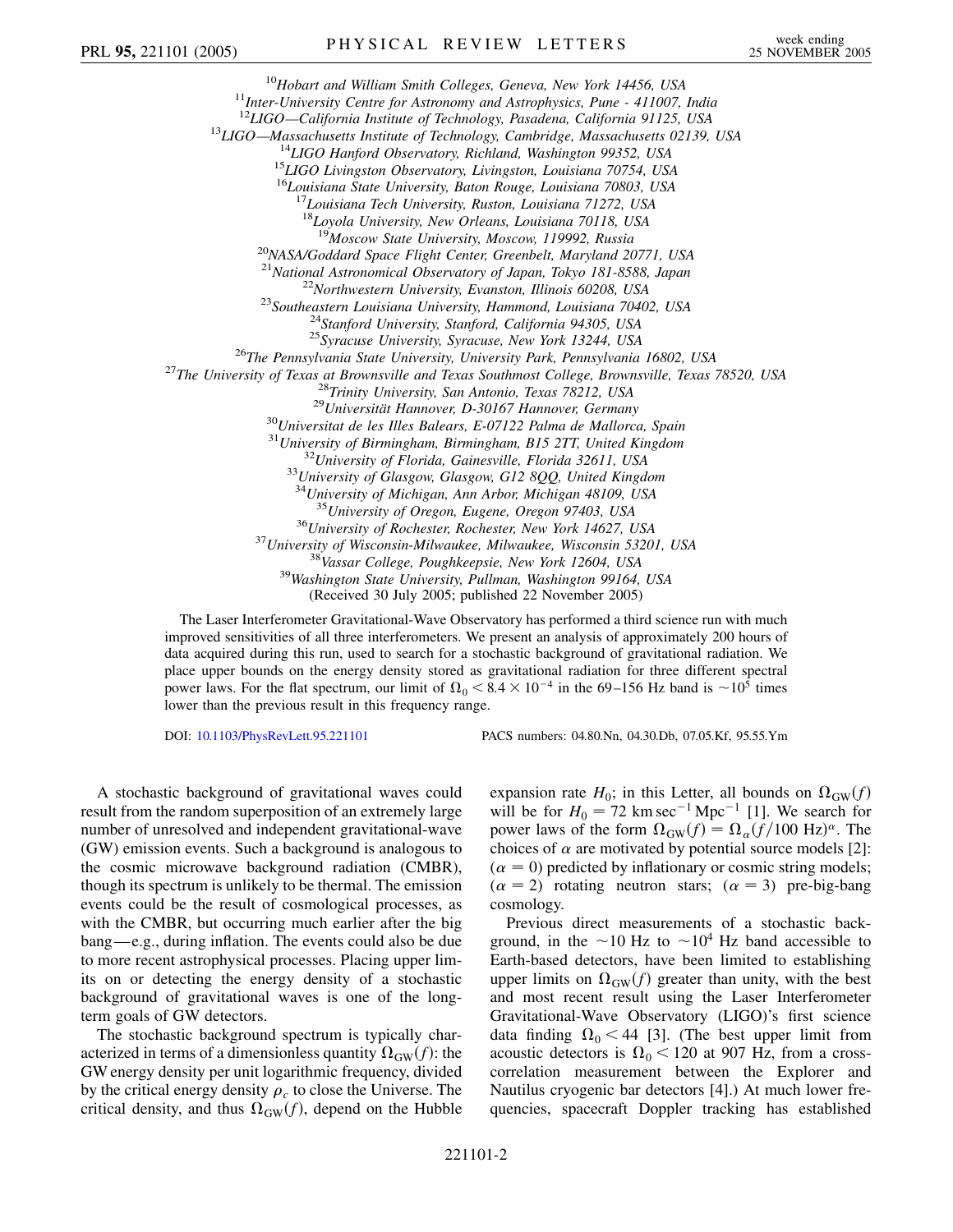[10] Hobart and William Smith Colleges, Geneva, New York 14456, USA
[11] Inter-University Centre for Astronomy and Astrophysics, Pune - 411007, India
[12] LIGO—California Institute of Technology, Pasadena, California 91125, USA
[13] LIGO—Massachusetts Institute of Technology, Cambridge, Massachusetts 02139, USA
[14] LIGO Hanford Observatory, Richland, Washington 99352, USA
[15] LIGO Livingston Observatory, Livingston, Louisiana 70754, USA
[16] Louisiana State University, Baton Rouge, Louisiana 70803, USA
[17] Louisiana Tech University, Ruston, Louisiana 71272, USA
[18] Loyola University, New Orleans, Louisiana 70118, USA
[19] Moscow State University, Moscow, 119992, Russia
[20] NASA/Goddard Space Flight Center, Greenbelt, Maryland 20771, USA
[21] National Astronomical Observatory of Japan, Tokyo 181-8588, Japan
[22] Northwestern University, Evanston, Illinois 60208, USA
[23] Southeastern Louisiana University, Hammond, Louisiana 70402, USA
[24] Stanford University, Stanford, California 94305, USA
[25] Syracuse University, Syracuse, New York 13244, USA
[26] The Pennsylvania State University, University Park, Pennsylvania 16802, USA
[27] The University of Texas at Brownsville and Texas Southmost College, Brownsville, Texas 78520, USA
[28] Trinity University, San Antonio, Texas 78212, USA
[29] Universität Hannover, D-30167 Hannover, Germany
[30] Universitat de les Illes Balears, E-07122 Palma de Mallorca, Spain
[31] University of Birmingham, Birmingham, B15 2TT, United Kingdom
[32] University of Florida, Gainesville, Florida 32611, USA
[33] University of Glasgow, Glasgow, G12 8QQ, United Kingdom
[34] University of Michigan, Ann Arbor, Michigan 48109, USA
[35] University of Oregon, Eugene, Oregon 97403, USA
[36] University of Rochester, Rochester, New York 14627, USA
[37] University of Wisconsin-Milwaukee, Milwaukee, Wisconsin 53201, USA
[38] Vassar College, Poughkeepsie, New York 12604, USA
[39] Washington State University, Pullman, Washington 99164, USA

(Received 30 July 2005; published 22 November 2005)

The Laser Interferometer Gravitational-Wave Observatory has performed a third science run with much improved sensitivities of all three interferometers. We present an analysis of approximately 200 hours of data acquired during this run, used to search for a stochastic background of gravitational radiation. We place upper bounds on the energy density stored as gravitational radiation for three different spectral power laws. For the flat spectrum, our limit of $\Omega_0 < 8.4 \times 10^{-4}$ in the 69–156 Hz band is $\sim 10^5$ times lower than the previous result in this frequency range.

DOI: 10.1103/PhysRevLett.95.221101 PACS numbers: 04.80.Nn, 04.30.Db, 07.05.Kf, 95.55.Ym

A stochastic background of gravitational waves could result from the random superposition of an extremely large number of unresolved and independent gravitational-wave (GW) emission events. Such a background is analogous to the cosmic microwave background radiation (CMBR), though its spectrum is unlikely to be thermal. The emission events could be the result of cosmological processes, as with the CMBR, but occurring much earlier after the big bang—e.g., during inflation. The events could also be due to more recent astrophysical processes. Placing upper limits on or detecting the energy density of a stochastic background of gravitational waves is one of the long-term goals of GW detectors.

The stochastic background spectrum is typically characterized in terms of a dimensionless quantity $\Omega_{\rm GW}(f)$: the GW energy density per unit logarithmic frequency, divided by the critical energy density $\rho_c$ to close the Universe. The critical density, and thus $\Omega_{\rm GW}(f)$, depend on the Hubble expansion rate $H_0$; in this Letter, all bounds on $\Omega_{\rm GW}(f)$ will be for $H_0 = 72\ \mathrm{km\,sec^{-1}\,Mpc^{-1}}$ [1]. We search for power laws of the form $\Omega_{\rm GW}(f) = \Omega_\alpha(f/100\ \mathrm{Hz})^\alpha$. The choices of $\alpha$ are motivated by potential source models [2]: ($\alpha = 0$) predicted by inflationary or cosmic string models; ($\alpha = 2$) rotating neutron stars; ($\alpha = 3$) pre-big-bang cosmology.

Previous direct measurements of a stochastic background, in the $\sim 10$ Hz to $\sim 10^4$ Hz band accessible to Earth-based detectors, have been limited to establishing upper limits on $\Omega_{\rm GW}(f)$ greater than unity, with the best and most recent result using the Laser Interferometer Gravitational-Wave Observatory (LIGO)'s first science data finding $\Omega_0 < 44$ [3]. (The best upper limit from acoustic detectors is $\Omega_0 < 120$ at 907 Hz, from a cross-correlation measurement between the Explorer and Nautilus cryogenic bar detectors [4].) At much lower frequencies, spacecraft Doppler tracking has established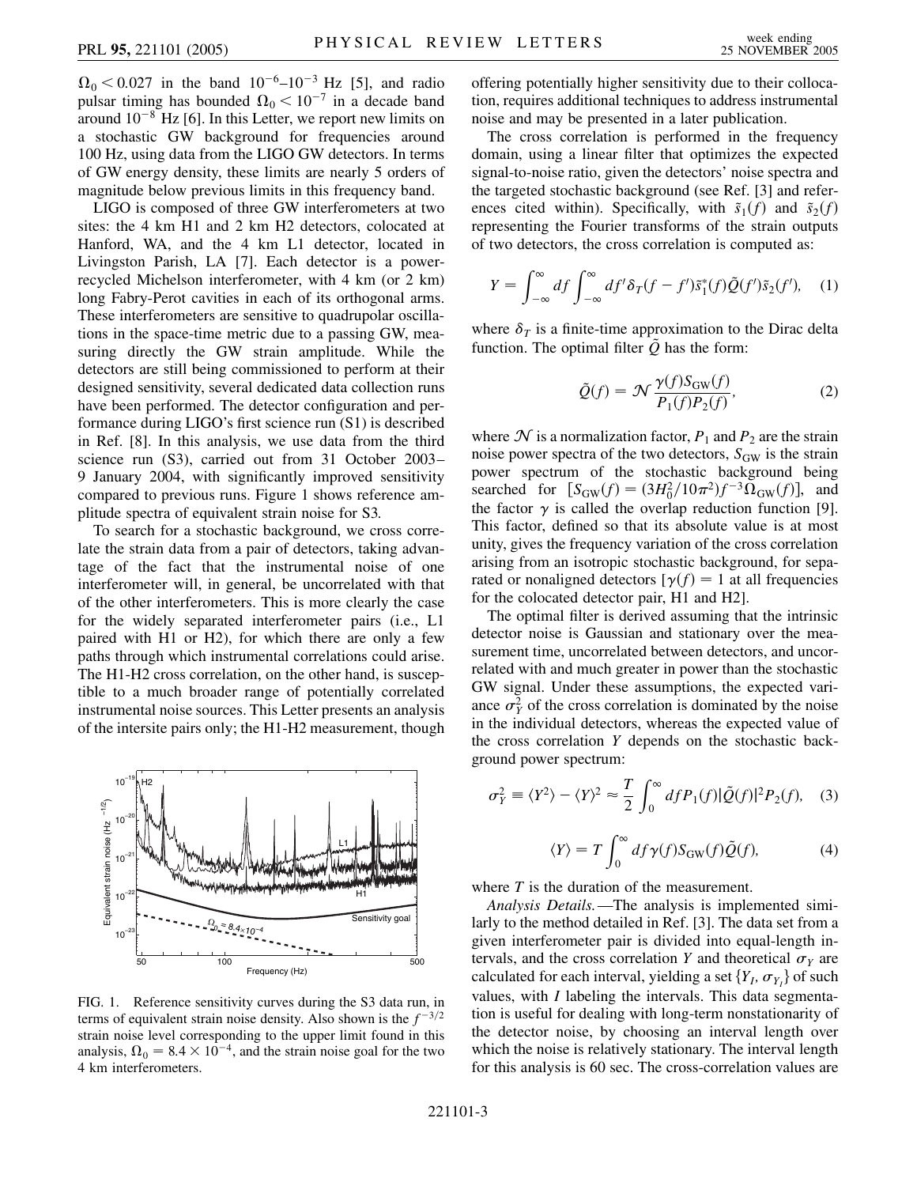$\Omega_0 < 0.027$ in the band $10^{-6}$–$10^{-3}$ Hz [5], and radio pulsar timing has bounded $\Omega_0 < 10^{-7}$ in a decade band around $10^{-8}$ Hz [6]. In this Letter, we report new limits on a stochastic GW background for frequencies around 100 Hz, using data from the LIGO GW detectors. In terms of GW energy density, these limits are nearly 5 orders of magnitude below previous limits in this frequency band.

LIGO is composed of three GW interferometers at two sites: the 4 km H1 and 2 km H2 detectors, colocated at Hanford, WA, and the 4 km L1 detector, located in Livingston Parish, LA [7]. Each detector is a power-recycled Michelson interferometer, with 4 km (or 2 km) long Fabry-Perot cavities in each of its orthogonal arms. These interferometers are sensitive to quadrupolar oscillations in the space-time metric due to a passing GW, measuring directly the GW strain amplitude. While the detectors are still being commissioned to perform at their designed sensitivity, several dedicated data collection runs have been performed. The detector configuration and performance during LIGO's first science run (S1) is described in Ref. [8]. In this analysis, we use data from the third science run (S3), carried out from 31 October 2003–9 January 2004, with significantly improved sensitivity compared to previous runs. Figure 1 shows reference amplitude spectra of equivalent strain noise for S3.

To search for a stochastic background, we cross correlate the strain data from a pair of detectors, taking advantage of the fact that the instrumental noise of one interferometer will, in general, be uncorrelated with that of the other interferometers. This is more clearly the case for the widely separated interferometer pairs (i.e., L1 paired with H1 or H2), for which there are only a few paths through which instrumental correlations could arise. The H1-H2 cross correlation, on the other hand, is susceptible to a much broader range of potentially correlated instrumental noise sources. This Letter presents an analysis of the intersite pairs only; the H1-H2 measurement, though offering potentially higher sensitivity due to their collocation, requires additional techniques to address instrumental noise and may be presented in a later publication.

FIG. 1. Reference sensitivity curves during the S3 data run, in terms of equivalent strain noise density. Also shown is the $f^{-3/2}$ strain noise level corresponding to the upper limit found in this analysis, $\Omega_0 = 8.4 \times 10^{-4}$, and the strain noise goal for the two 4 km interferometers.

The cross correlation is performed in the frequency domain, using a linear filter that optimizes the expected signal-to-noise ratio, given the detectors' noise spectra and the targeted stochastic background (see Ref. [3] and references cited within). Specifically, with $\tilde{s}_1(f)$ and $\tilde{s}_2(f)$ representing the Fourier transforms of the strain outputs of two detectors, the cross correlation is computed as:

$$Y = \int_{-\infty}^{\infty} df \int_{-\infty}^{\infty} df' \delta_T(f - f') \tilde{s}_1^*(f) \tilde{Q}(f') \tilde{s}_2(f'), \quad (1)$$

where $\delta_T$ is a finite-time approximation to the Dirac delta function. The optimal filter $\tilde{Q}$ has the form:

$$\tilde{Q}(f) = \mathcal{N} \frac{\gamma(f) S_{\rm GW}(f)}{P_1(f) P_2(f)}, \quad (2)$$

where $\mathcal{N}$ is a normalization factor, $P_1$ and $P_2$ are the strain noise power spectra of the two detectors, $S_{\rm GW}$ is the strain power spectrum of the stochastic background being searched for $[S_{\rm GW}(f) = (3H_0^2/10\pi^2) f^{-3} \Omega_{\rm GW}(f)]$, and the factor $\gamma$ is called the overlap reduction function [9]. This factor, defined so that its absolute value is at most unity, gives the frequency variation of the cross correlation arising from an isotropic stochastic background, for separated or nonaligned detectors [$\gamma(f) = 1$ at all frequencies for the colocated detector pair, H1 and H2].

The optimal filter is derived assuming that the intrinsic detector noise is Gaussian and stationary over the measurement time, uncorrelated between detectors, and uncorrelated with and much greater in power than the stochastic GW signal. Under these assumptions, the expected variance $\sigma_Y^2$ of the cross correlation is dominated by the noise in the individual detectors, whereas the expected value of the cross correlation $Y$ depends on the stochastic background power spectrum:

$$\sigma_Y^2 \equiv \langle Y^2 \rangle - \langle Y \rangle^2 \approx \frac{T}{2} \int_0^{\infty} df P_1(f) |\tilde{Q}(f)|^2 P_2(f), \quad (3)$$

$$\langle Y \rangle = T \int_0^{\infty} df \gamma(f) S_{\rm GW}(f) \tilde{Q}(f), \quad (4)$$

where $T$ is the duration of the measurement.

*Analysis Details.*—The analysis is implemented similarly to the method detailed in Ref. [3]. The data set from a given interferometer pair is divided into equal-length intervals, and the cross correlation $Y$ and theoretical $\sigma_Y$ are calculated for each interval, yielding a set $\{Y_I, \sigma_{Y_I}\}$ of such values, with $I$ labeling the intervals. This data segmentation is useful for dealing with long-term nonstationarity of the detector noise, by choosing an interval length over which the noise is relatively stationary. The interval length for this analysis is 60 sec. The cross-correlation values are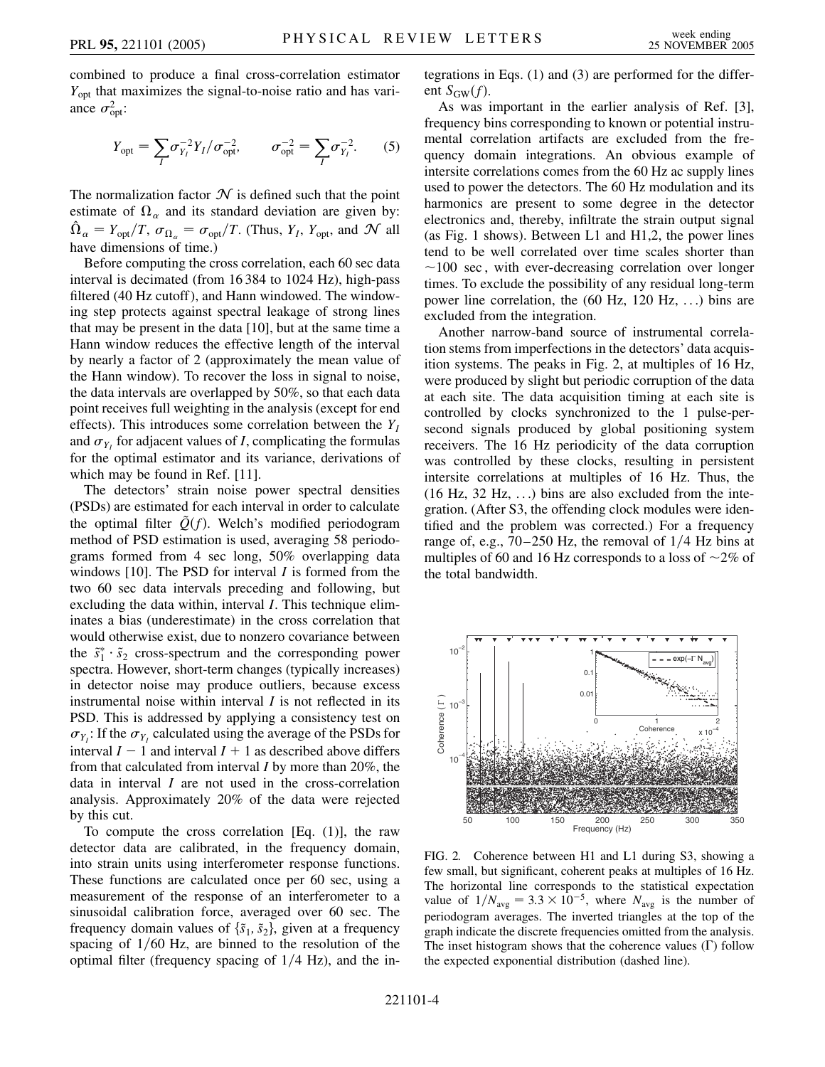combined to produce a final cross-correlation estimator $Y_{\rm opt}$ that maximizes the signal-to-noise ratio and has variance $\sigma_{\rm opt}^2$:

$$Y_{\rm opt} = \sum_I \sigma_{Y_I}^{-2} Y_I / \sigma_{\rm opt}^{-2}, \qquad \sigma_{\rm opt}^{-2} = \sum_I \sigma_{Y_I}^{-2}. \qquad (5)$$

The normalization factor $\mathcal{N}$ is defined such that the point estimate of $\Omega_\alpha$ and its standard deviation are given by: $\hat{\Omega}_\alpha = Y_{\rm opt}/T$, $\sigma_{\Omega_\alpha} = \sigma_{\rm opt}/T$. (Thus, $Y_I$, $Y_{\rm opt}$, and $\mathcal{N}$ all have dimensions of time.)

Before computing the cross correlation, each 60 sec data interval is decimated (from 16 384 to 1024 Hz), high-pass filtered (40 Hz cutoff), and Hann windowed. The windowing step protects against spectral leakage of strong lines that may be present in the data [10], but at the same time a Hann window reduces the effective length of the interval by nearly a factor of 2 (approximately the mean value of the Hann window). To recover the loss in signal to noise, the data intervals are overlapped by 50%, so that each data point receives full weighting in the analysis (except for end effects). This introduces some correlation between the $Y_I$ and $\sigma_{Y_I}$ for adjacent values of $I$, complicating the formulas for the optimal estimator and its variance, derivations of which may be found in Ref. [11].

The detectors' strain noise power spectral densities (PSDs) are estimated for each interval in order to calculate the optimal filter $\tilde{Q}(f)$. Welch's modified periodogram method of PSD estimation is used, averaging 58 periodograms formed from 4 sec long, 50% overlapping data windows [10]. The PSD for interval $I$ is formed from the two 60 sec data intervals preceding and following, but excluding the data within, interval $I$. This technique eliminates a bias (underestimate) in the cross correlation that would otherwise exist, due to nonzero covariance between the $\tilde{s}_1^* \cdot \tilde{s}_2$ cross-spectrum and the corresponding power spectra. However, short-term changes (typically increases) in detector noise may produce outliers, because excess instrumental noise within interval $I$ is not reflected in its PSD. This is addressed by applying a consistency test on $\sigma_{Y_I}$: If the $\sigma_{Y_I}$ calculated using the average of the PSDs for interval $I-1$ and interval $I+1$ as described above differs from that calculated from interval $I$ by more than 20%, the data in interval $I$ are not used in the cross-correlation analysis. Approximately 20% of the data were rejected by this cut.

To compute the cross correlation [Eq. (1)], the raw detector data are calibrated, in the frequency domain, into strain units using interferometer response functions. These functions are calculated once per 60 sec, using a measurement of the response of an interferometer to a sinusoidal calibration force, averaged over 60 sec. The frequency domain values of $\{\tilde{s}_1, \tilde{s}_2\}$, given at a frequency spacing of 1/60 Hz, are binned to the resolution of the optimal filter (frequency spacing of 1/4 Hz), and the integrations in Eqs. (1) and (3) are performed for the different $S_{\rm GW}(f)$.

As was important in the earlier analysis of Ref. [3], frequency bins corresponding to known or potential instrumental correlation artifacts are excluded from the frequency domain integrations. An obvious example of intersite correlations comes from the 60 Hz ac supply lines used to power the detectors. The 60 Hz modulation and its harmonics are present to some degree in the detector electronics and, thereby, infiltrate the strain output signal (as Fig. 1 shows). Between L1 and H1,2, the power lines tend to be well correlated over time scales shorter than ~100 sec, with ever-decreasing correlation over longer times. To exclude the possibility of any residual long-term power line correlation, the (60 Hz, 120 Hz, ...) bins are excluded from the integration.

Another narrow-band source of instrumental correlation stems from imperfections in the detectors' data acquisition systems. The peaks in Fig. 2, at multiples of 16 Hz, were produced by slight but periodic corruption of the data at each site. The data acquisition timing at each site is controlled by clocks synchronized to the 1 pulse-per-second signals produced by global positioning system receivers. The 16 Hz periodicity of the data corruption was controlled by these clocks, resulting in persistent intersite correlations at multiples of 16 Hz. Thus, the (16 Hz, 32 Hz, ...) bins are also excluded from the integration. (After S3, the offending clock modules were identified and the problem was corrected.) For a frequency range of, e.g., 70–250 Hz, the removal of 1/4 Hz bins at multiples of 60 and 16 Hz corresponds to a loss of ~2% of the total bandwidth.

FIG. 2. Coherence between H1 and L1 during S3, showing a few small, but significant, coherent peaks at multiples of 16 Hz. The horizontal line corresponds to the statistical expectation value of $1/N_{\rm avg} = 3.3 \times 10^{-5}$, where $N_{\rm avg}$ is the number of periodogram averages. The inverted triangles at the top of the graph indicate the discrete frequencies omitted from the analysis. The inset histogram shows that the coherence values ($\Gamma$) follow the expected exponential distribution (dashed line).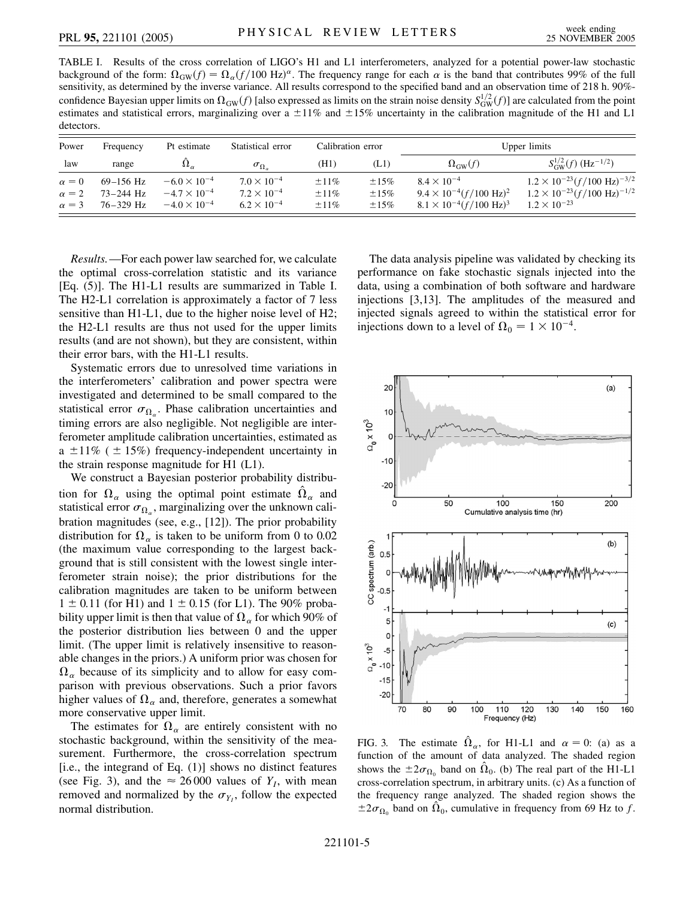TABLE I. Results of the cross correlation of LIGO's H1 and L1 interferometers, analyzed for a potential power-law stochastic background of the form: $\Omega_{\rm GW}(f) = \Omega_\alpha(f/100\ \text{Hz})^\alpha$. The frequency range for each $\alpha$ is the band that contributes 99% of the full sensitivity, as determined by the inverse variance. All results correspond to the specified band and an observation time of 218 h. 90%-confidence Bayesian upper limits on $\Omega_{\rm GW}(f)$ [also expressed as limits on the strain noise density $S_{\rm GW}^{1/2}(f)$] are calculated from the point estimates and statistical errors, marginalizing over a $\pm 11\%$ and $\pm 15\%$ uncertainty in the calibration magnitude of the H1 and L1 detectors.

| Power law | Frequency range | Pt estimate $\hat{\Omega}_\alpha$ | Statistical error $\sigma_{\Omega_\alpha}$ | Calibration error (H1) | Calibration error (L1) | Upper limits $\Omega_{\rm GW}(f)$ | Upper limits $S_{\rm GW}^{1/2}(f)$ (Hz$^{-1/2}$) |
|---|---|---|---|---|---|---|---|
| $\alpha = 0$ | 69–156 Hz | $-6.0 \times 10^{-4}$ | $7.0 \times 10^{-4}$ | $\pm 11\%$ | $\pm 15\%$ | $8.4 \times 10^{-4}$ | $1.2 \times 10^{-23}(f/100\ \text{Hz})^{-3/2}$ |
| $\alpha = 2$ | 73–244 Hz | $-4.7 \times 10^{-4}$ | $7.2 \times 10^{-4}$ | $\pm 11\%$ | $\pm 15\%$ | $9.4 \times 10^{-4}(f/100\ \text{Hz})^2$ | $1.2 \times 10^{-23}(f/100\ \text{Hz})^{-1/2}$ |
| $\alpha = 3$ | 76–329 Hz | $-4.0 \times 10^{-4}$ | $6.2 \times 10^{-4}$ | $\pm 11\%$ | $\pm 15\%$ | $8.1 \times 10^{-4}(f/100\ \text{Hz})^3$ | $1.2 \times 10^{-23}$ |

*Results.*—For each power law searched for, we calculate the optimal cross-correlation statistic and its variance [Eq. (5)]. The H1-L1 results are summarized in Table I. The H2-L1 correlation is approximately a factor of 7 less sensitive than H1-L1, due to the higher noise level of H2; the H2-L1 results are thus not used for the upper limits results (and are not shown), but they are consistent, within their error bars, with the H1-L1 results.

Systematic errors due to unresolved time variations in the interferometers' calibration and power spectra were investigated and determined to be small compared to the statistical error $\sigma_{\Omega_\alpha}$. Phase calibration uncertainties and timing errors are also negligible. Not negligible are interferometer amplitude calibration uncertainties, estimated as a $\pm 11\%$ ($\pm 15\%$) frequency-independent uncertainty in the strain response magnitude for H1 (L1).

We construct a Bayesian posterior probability distribution for $\Omega_\alpha$ using the optimal point estimate $\hat{\Omega}_\alpha$ and statistical error $\sigma_{\Omega_\alpha}$, marginalizing over the unknown calibration magnitudes (see, e.g., [12]). The prior probability distribution for $\Omega_\alpha$ is taken to be uniform from 0 to 0.02 (the maximum value corresponding to the largest background that is still consistent with the lowest single interferometer strain noise); the prior distributions for the calibration magnitudes are taken to be uniform between $1 \pm 0.11$ (for H1) and $1 \pm 0.15$ (for L1). The 90% probability upper limit is then that value of $\Omega_\alpha$ for which 90% of the posterior distribution lies between 0 and the upper limit. (The upper limit is relatively insensitive to reasonable changes in the priors.) A uniform prior was chosen for $\Omega_\alpha$ because of its simplicity and to allow for easy comparison with previous observations. Such a prior favors higher values of $\Omega_\alpha$ and, therefore, generates a somewhat more conservative upper limit.

The estimates for $\Omega_\alpha$ are entirely consistent with no stochastic background, within the sensitivity of the measurement. Furthermore, the cross-correlation spectrum [i.e., the integrand of Eq. (1)] shows no distinct features (see Fig. 3), and the $\approx 26\,000$ values of $Y_I$, with mean removed and normalized by the $\sigma_{Y_I}$, follow the expected normal distribution.

The data analysis pipeline was validated by checking its performance on fake stochastic signals injected into the data, using a combination of both software and hardware injections [3,13]. The amplitudes of the measured and injected signals agreed to within the statistical error for injections down to a level of $\Omega_0 = 1 \times 10^{-4}$.

FIG. 3. The estimate $\hat{\Omega}_\alpha$, for H1-L1 and $\alpha = 0$: (a) as a function of the amount of data analyzed. The shaded region shows the $\pm 2\sigma_{\Omega_0}$ band on $\hat{\Omega}_0$. (b) The real part of the H1-L1 cross-correlation spectrum, in arbitrary units. (c) As a function of the frequency range analyzed. The shaded region shows the $\pm 2\sigma_{\Omega_0}$ band on $\hat{\Omega}_0$, cumulative in frequency from 69 Hz to $f$.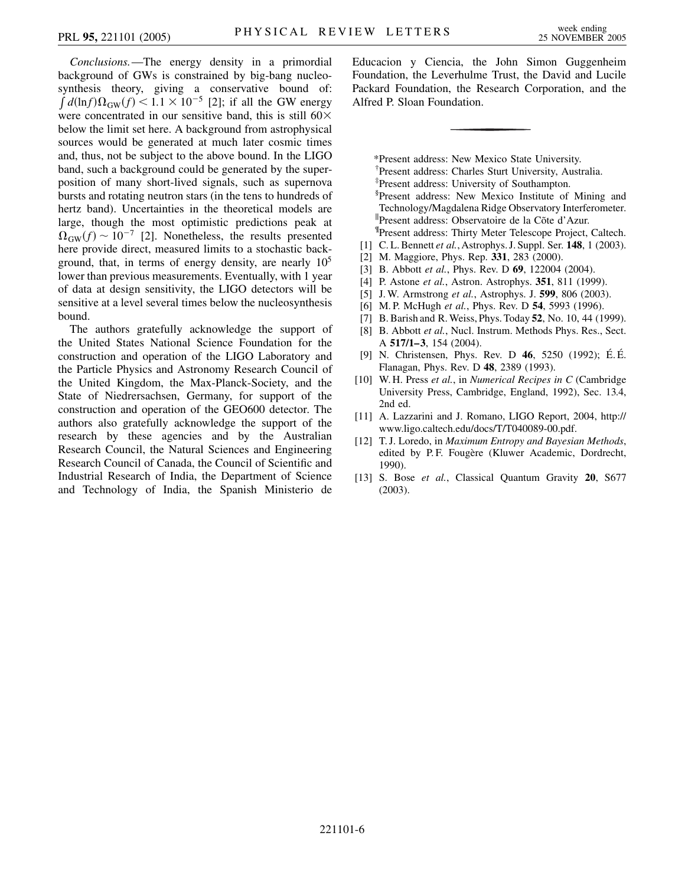*Conclusions.*—The energy density in a primordial background of GWs is constrained by big-bang nucleosynthesis theory, giving a conservative bound of: $\int d(\ln f)\Omega_{\rm GW}(f) < 1.1 \times 10^{-5}$ [2]; if all the GW energy were concentrated in our sensitive band, this is still $60\times$ below the limit set here. A background from astrophysical sources would be generated at much later cosmic times and, thus, not be subject to the above bound. In the LIGO band, such a background could be generated by the superposition of many short-lived signals, such as supernova bursts and rotating neutron stars (in the tens to hundreds of hertz band). Uncertainties in the theoretical models are large, though the most optimistic predictions peak at $\Omega_{\rm GW}(f) \sim 10^{-7}$ [2]. Nonetheless, the results presented here provide direct, measured limits to a stochastic background, that, in terms of energy density, are nearly $10^5$ lower than previous measurements. Eventually, with 1 year of data at design sensitivity, the LIGO detectors will be sensitive at a level several times below the nucleosynthesis bound.

The authors gratefully acknowledge the support of the United States National Science Foundation for the construction and operation of the LIGO Laboratory and the Particle Physics and Astronomy Research Council of the United Kingdom, the Max-Planck-Society, and the State of Niedrersachsen, Germany, for support of the construction and operation of the GEO600 detector. The authors also gratefully acknowledge the support of the research by these agencies and by the Australian Research Council, the Natural Sciences and Engineering Research Council of Canada, the Council of Scientific and Industrial Research of India, the Department of Science and Technology of India, the Spanish Ministerio de Educacion y Ciencia, the John Simon Guggenheim Foundation, the Leverhulme Trust, the David and Lucile Packard Foundation, the Research Corporation, and the Alfred P. Sloan Foundation.

---

*Present address: New Mexico State University.

†Present address: Charles Sturt University, Australia.

‡Present address: University of Southampton.

§Present address: New Mexico Institute of Mining and Technology/Magdalena Ridge Observatory Interferometer.

‖Present address: Observatoire de la Côte d'Azur.

¶Present address: Thirty Meter Telescope Project, Caltech.

[1] C. L. Bennett *et al.*, Astrophys. J. Suppl. Ser. **148**, 1 (2003).

[2] M. Maggiore, Phys. Rep. **331**, 283 (2000).

[3] B. Abbott *et al.*, Phys. Rev. D **69**, 122004 (2004).

[4] P. Astone *et al.*, Astron. Astrophys. **351**, 811 (1999).

[5] J. W. Armstrong *et al.*, Astrophys. J. **599**, 806 (2003).

[6] M. P. McHugh *et al.*, Phys. Rev. D **54**, 5993 (1996).

[7] B. Barish and R. Weiss, Phys. Today **52**, No. 10, 44 (1999).

[8] B. Abbott *et al.*, Nucl. Instrum. Methods Phys. Res., Sect. A **517/1–3**, 154 (2004).

[9] N. Christensen, Phys. Rev. D **46**, 5250 (1992); É. É. Flanagan, Phys. Rev. D **48**, 2389 (1993).

[10] W. H. Press *et al.*, in *Numerical Recipes in C* (Cambridge University Press, Cambridge, England, 1992), Sec. 13.4, 2nd ed.

[11] A. Lazzarini and J. Romano, LIGO Report, 2004, http://www.ligo.caltech.edu/docs/T/T040089-00.pdf.

[12] T. J. Loredo, in *Maximum Entropy and Bayesian Methods*, edited by P. F. Fougère (Kluwer Academic, Dordrecht, 1990).

[13] S. Bose *et al.*, Classical Quantum Gravity **20**, S677 (2003).